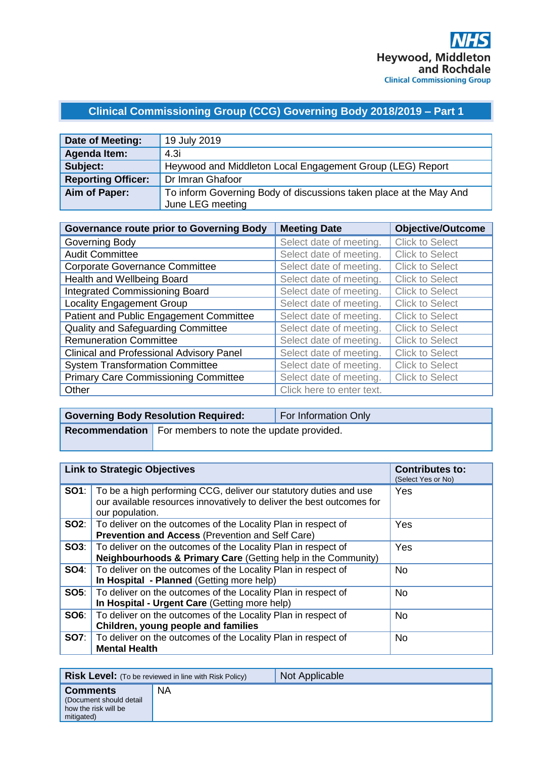NHS
Heywood, Middleton and Rochdale
Clinical Commissioning Group

# Clinical Commissioning Group (CCG) Governing Body 2018/2019 – Part 1

| **Date of Meeting:** | 19 July 2019 |
|---|---|
| **Agenda Item:** | 4.3i |
| **Subject:** | Heywood and Middleton Local Engagement Group (LEG) Report |
| **Reporting Officer:** | Dr Imran Ghafoor |
| **Aim of Paper:** | To inform Governing Body of discussions taken place at the May And June LEG meeting |

| **Governance route prior to Governing Body** | **Meeting Date** | **Objective/Outcome** |
|---|---|---|
| Governing Body | Select date of meeting. | Click to Select |
| Audit Committee | Select date of meeting. | Click to Select |
| Corporate Governance Committee | Select date of meeting. | Click to Select |
| Health and Wellbeing Board | Select date of meeting. | Click to Select |
| Integrated Commissioning Board | Select date of meeting. | Click to Select |
| Locality Engagement Group | Select date of meeting. | Click to Select |
| Patient and Public Engagement Committee | Select date of meeting. | Click to Select |
| Quality and Safeguarding Committee | Select date of meeting. | Click to Select |
| Remuneration Committee | Select date of meeting. | Click to Select |
| Clinical and Professional Advisory Panel | Select date of meeting. | Click to Select |
| System Transformation Committee | Select date of meeting. | Click to Select |
| Primary Care Commissioning Committee | Select date of meeting. | Click to Select |
| Other | Click here to enter text. | |

| **Governing Body Resolution Required:** | For Information Only |
|---|---|
| **Recommendation** | For members to note the update provided. |

| **Link to Strategic Objectives** | | **Contributes to:** (Select Yes or No) |
|---|---|---|
| **SO1**: | To be a high performing CCG, deliver our statutory duties and use our available resources innovatively to deliver the best outcomes for our population. | Yes |
| **SO2**: | To deliver on the outcomes of the Locality Plan in respect of **Prevention and Access** (Prevention and Self Care) | Yes |
| **SO3**: | To deliver on the outcomes of the Locality Plan in respect of **Neighbourhoods & Primary Care** (Getting help in the Community) | Yes |
| **SO4**: | To deliver on the outcomes of the Locality Plan in respect of **In Hospital - Planned** (Getting more help) | No |
| **SO5**: | To deliver on the outcomes of the Locality Plan in respect of **In Hospital - Urgent Care** (Getting more help) | No |
| **SO6**: | To deliver on the outcomes of the Locality Plan in respect of **Children, young people and families** | No |
| **SO7**: | To deliver on the outcomes of the Locality Plan in respect of **Mental Health** | No |

| **Risk Level:** (To be reviewed in line with Risk Policy) | Not Applicable |
|---|---|
| **Comments** (Document should detail how the risk will be mitigated) | NA |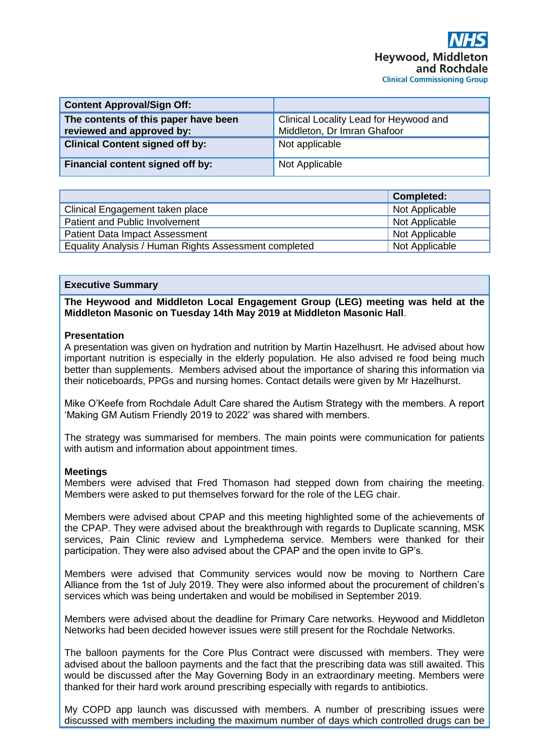| Content Approval/Sign Off: | |
|---|---|
| **The contents of this paper have been reviewed and approved by:** | Clinical Locality Lead for Heywood and Middleton, Dr Imran Ghafoor |
| **Clinical Content signed off by:** | Not applicable |
| **Financial content signed off by:** | Not Applicable |

| | Completed: |
|---|---|
| Clinical Engagement taken place | Not Applicable |
| Patient and Public Involvement | Not Applicable |
| Patient Data Impact Assessment | Not Applicable |
| Equality Analysis / Human Rights Assessment completed | Not Applicable |

## Executive Summary

**The Heywood and Middleton Local Engagement Group (LEG) meeting was held at the Middleton Masonic on Tuesday 14th May 2019 at Middleton Masonic Hall**.

**Presentation**

A presentation was given on hydration and nutrition by Martin Hazelhusrt. He advised about how important nutrition is especially in the elderly population. He also advised re food being much better than supplements. Members advised about the importance of sharing this information via their noticeboards, PPGs and nursing homes. Contact details were given by Mr Hazelhurst.

Mike O'Keefe from Rochdale Adult Care shared the Autism Strategy with the members. A report 'Making GM Autism Friendly 2019 to 2022' was shared with members.

The strategy was summarised for members. The main points were communication for patients with autism and information about appointment times.

**Meetings**

Members were advised that Fred Thomason had stepped down from chairing the meeting. Members were asked to put themselves forward for the role of the LEG chair.

Members were advised about CPAP and this meeting highlighted some of the achievements of the CPAP. They were advised about the breakthrough with regards to Duplicate scanning, MSK services, Pain Clinic review and Lymphedema service. Members were thanked for their participation. They were also advised about the CPAP and the open invite to GP's.

Members were advised that Community services would now be moving to Northern Care Alliance from the 1st of July 2019. They were also informed about the procurement of children's services which was being undertaken and would be mobilised in September 2019.

Members were advised about the deadline for Primary Care networks. Heywood and Middleton Networks had been decided however issues were still present for the Rochdale Networks.

The balloon payments for the Core Plus Contract were discussed with members. They were advised about the balloon payments and the fact that the prescribing data was still awaited. This would be discussed after the May Governing Body in an extraordinary meeting. Members were thanked for their hard work around prescribing especially with regards to antibiotics.

My COPD app launch was discussed with members. A number of prescribing issues were discussed with members including the maximum number of days which controlled drugs can be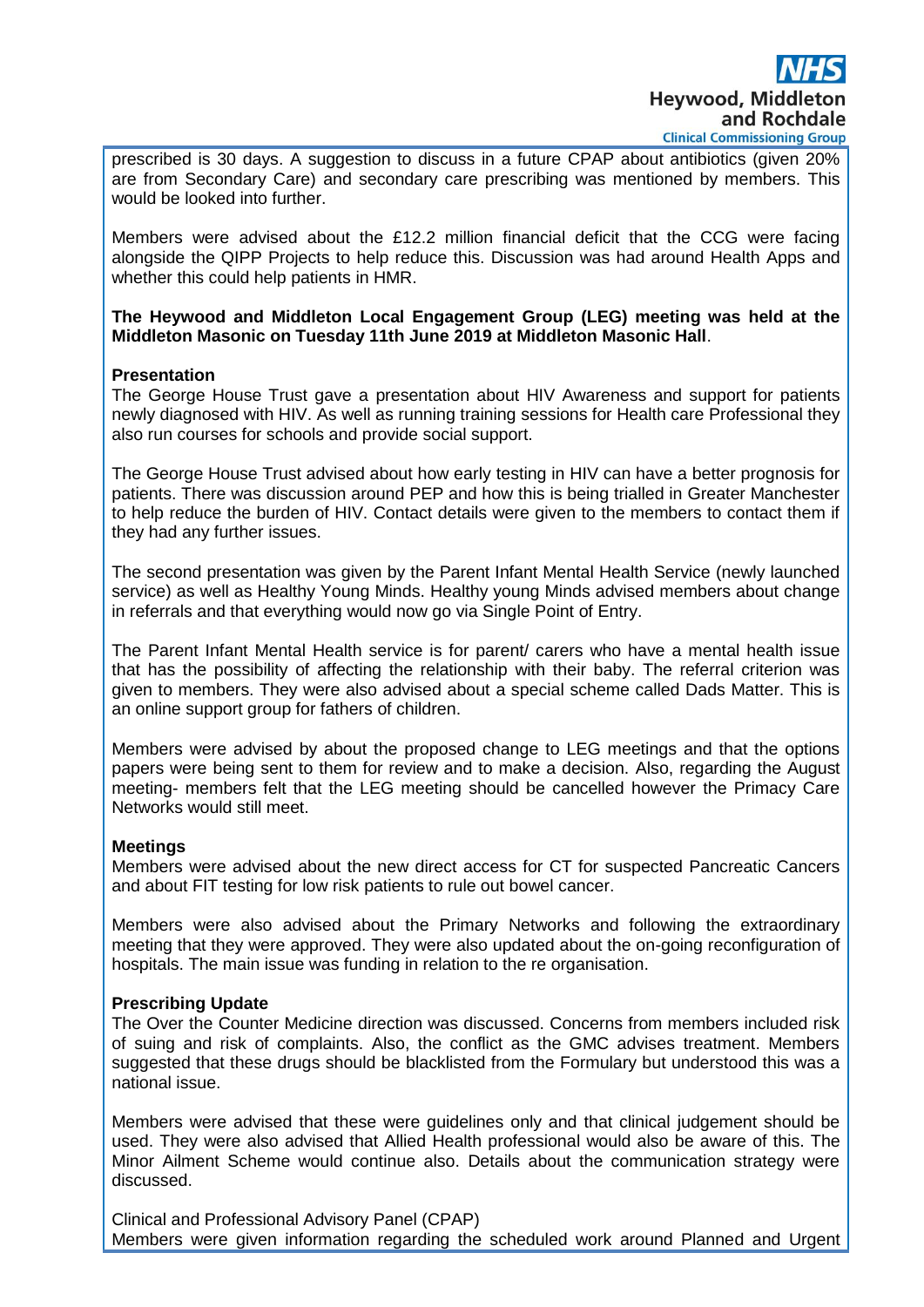prescribed is 30 days. A suggestion to discuss in a future CPAP about antibiotics (given 20% are from Secondary Care) and secondary care prescribing was mentioned by members. This would be looked into further.

Members were advised about the £12.2 million financial deficit that the CCG were facing alongside the QIPP Projects to help reduce this. Discussion was had around Health Apps and whether this could help patients in HMR.

**The Heywood and Middleton Local Engagement Group (LEG) meeting was held at the Middleton Masonic on Tuesday 11th June 2019 at Middleton Masonic Hall**.

**Presentation**

The George House Trust gave a presentation about HIV Awareness and support for patients newly diagnosed with HIV. As well as running training sessions for Health care Professional they also run courses for schools and provide social support.

The George House Trust advised about how early testing in HIV can have a better prognosis for patients. There was discussion around PEP and how this is being trialled in Greater Manchester to help reduce the burden of HIV. Contact details were given to the members to contact them if they had any further issues.

The second presentation was given by the Parent Infant Mental Health Service (newly launched service) as well as Healthy Young Minds. Healthy young Minds advised members about change in referrals and that everything would now go via Single Point of Entry.

The Parent Infant Mental Health service is for parent/ carers who have a mental health issue that has the possibility of affecting the relationship with their baby. The referral criterion was given to members. They were also advised about a special scheme called Dads Matter. This is an online support group for fathers of children.

Members were advised by about the proposed change to LEG meetings and that the options papers were being sent to them for review and to make a decision. Also, regarding the August meeting- members felt that the LEG meeting should be cancelled however the Primacy Care Networks would still meet.

**Meetings**

Members were advised about the new direct access for CT for suspected Pancreatic Cancers and about FIT testing for low risk patients to rule out bowel cancer.

Members were also advised about the Primary Networks and following the extraordinary meeting that they were approved. They were also updated about the on-going reconfiguration of hospitals. The main issue was funding in relation to the re organisation.

**Prescribing Update**

The Over the Counter Medicine direction was discussed. Concerns from members included risk of suing and risk of complaints. Also, the conflict as the GMC advises treatment. Members suggested that these drugs should be blacklisted from the Formulary but understood this was a national issue.

Members were advised that these were guidelines only and that clinical judgement should be used. They were also advised that Allied Health professional would also be aware of this. The Minor Ailment Scheme would continue also. Details about the communication strategy were discussed.

Clinical and Professional Advisory Panel (CPAP)

Members were given information regarding the scheduled work around Planned and Urgent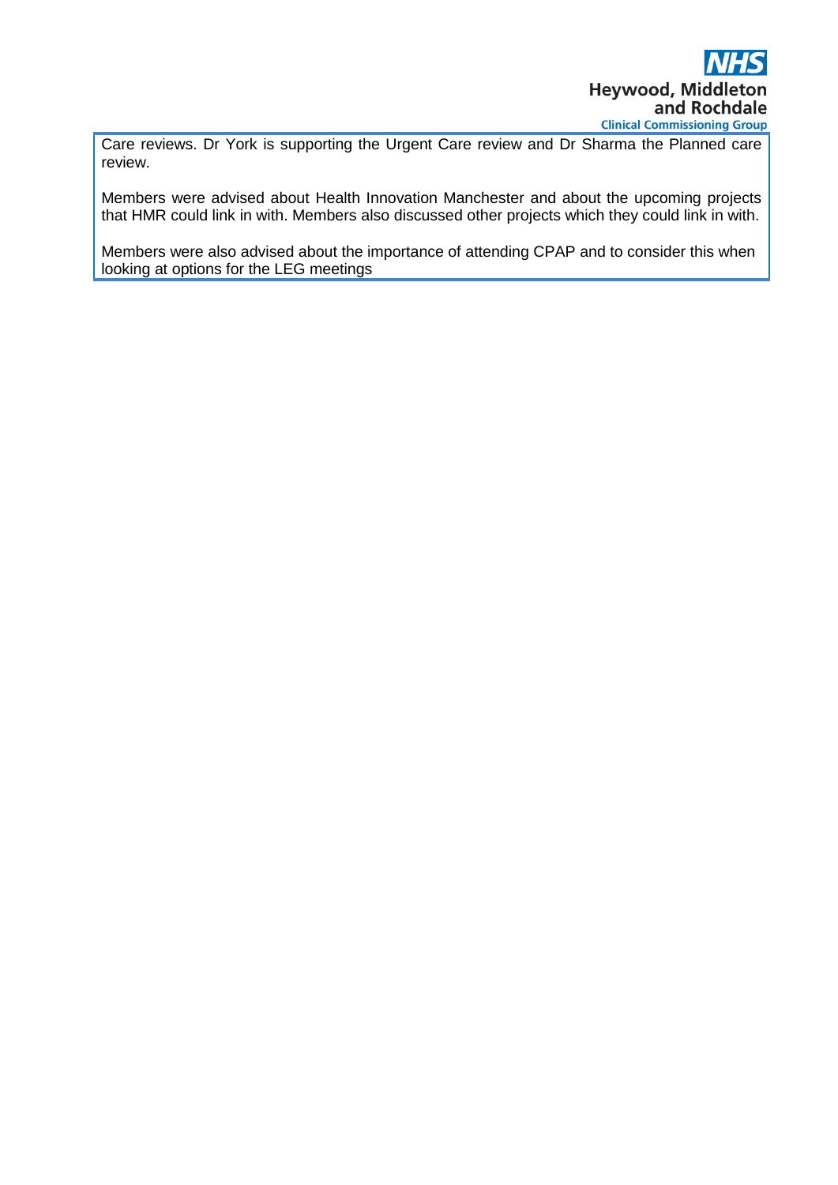Care reviews. Dr York is supporting the Urgent Care review and Dr Sharma the Planned care review.

Members were advised about Health Innovation Manchester and about the upcoming projects that HMR could link in with. Members also discussed other projects which they could link in with.

Members were also advised about the importance of attending CPAP and to consider this when looking at options for the LEG meetings